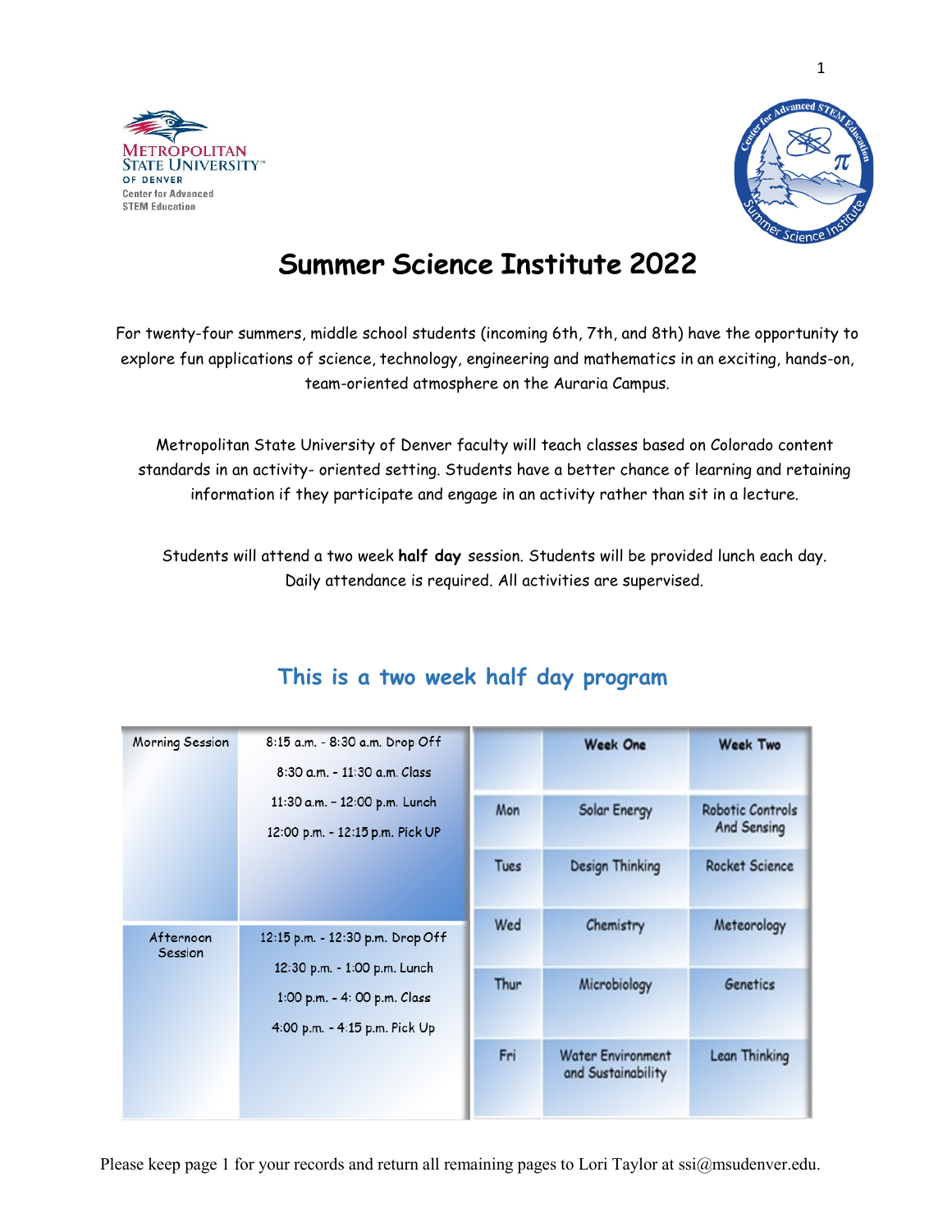# Summer Science Institute 2022

For twenty-four summers, middle school students (incoming 6th, 7th, and 8th) have the opportunity to explore fun applications of science, technology, engineering and mathematics in an exciting, hands-on, team-oriented atmosphere on the Auraria Campus.

Metropolitan State University of Denver faculty will teach classes based on Colorado content standards in an activity- oriented setting. Students have a better chance of learning and retaining information if they participate and engage in an activity rather than sit in a lecture.

Students will attend a two week **half day** session. Students will be provided lunch each day. Daily attendance is required. All activities are supervised.

## This is a two week half day program

| | |
|---|---|
| Morning Session | 8:15 a.m. - 8:30 a.m. Drop Off<br>8:30 a.m. - 11:30 a.m. Class<br>11:30 a.m. – 12:00 p.m. Lunch<br>12:00 p.m. - 12:15 p.m. Pick UP |
| Afternoon Session | 12:15 p.m. - 12:30 p.m. Drop Off<br>12:30 p.m. - 1:00 p.m. Lunch<br>1:00 p.m. - 4: 00 p.m. Class<br>4:00 p.m. - 4:15 p.m. Pick Up |

| | Week One | Week Two |
|---|---|---|
| Mon | Solar Energy | Robotic Controls And Sensing |
| Tues | Design Thinking | Rocket Science |
| Wed | Chemistry | Meteorology |
| Thur | Microbiology | Genetics |
| Fri | Water Environment and Sustainability | Lean Thinking |

Please keep page 1 for your records and return all remaining pages to Lori Taylor at ssi@msudenver.edu.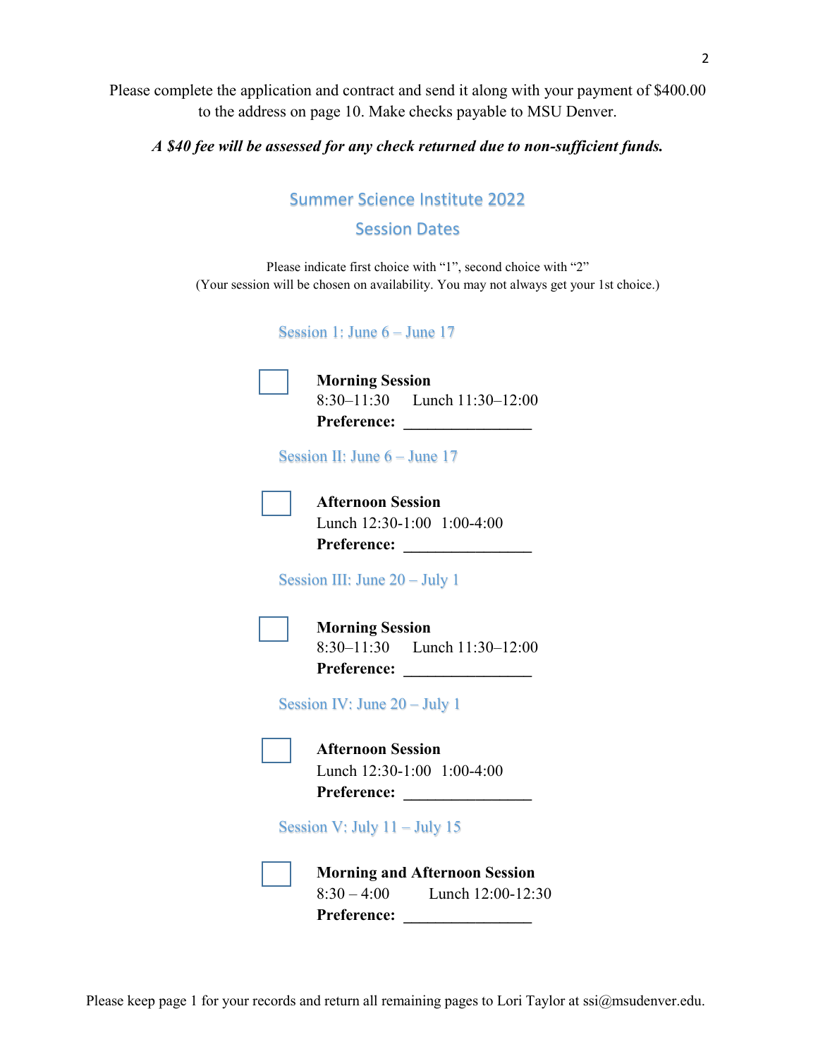Please complete the application and contract and send it along with your payment of $400.00 to the address on page 10. Make checks payable to MSU Denver.

***A $40 fee will be assessed for any check returned due to non-sufficient funds.***

## Summer Science Institute 2022

## Session Dates

Please indicate first choice with "1", second choice with "2"
(Your session will be chosen on availability. You may not always get your 1st choice.)

### Session 1: June 6 – June 17

☐ **Morning Session**
8:30–11:30 Lunch 11:30–12:00
**Preference:** ________________

### Session II: June 6 – June 17

☐ **Afternoon Session**
Lunch 12:30-1:00 1:00-4:00
**Preference:** ________________

### Session III: June 20 – July 1

☐ **Morning Session**
8:30–11:30 Lunch 11:30–12:00
**Preference:** ________________

### Session IV: June 20 – July 1

☐ **Afternoon Session**
Lunch 12:30-1:00 1:00-4:00
**Preference:** ________________

### Session V: July 11 – July 15

☐ **Morning and Afternoon Session**
8:30 – 4:00 Lunch 12:00-12:30
**Preference:** ________________

Please keep page 1 for your records and return all remaining pages to Lori Taylor at ssi@msudenver.edu.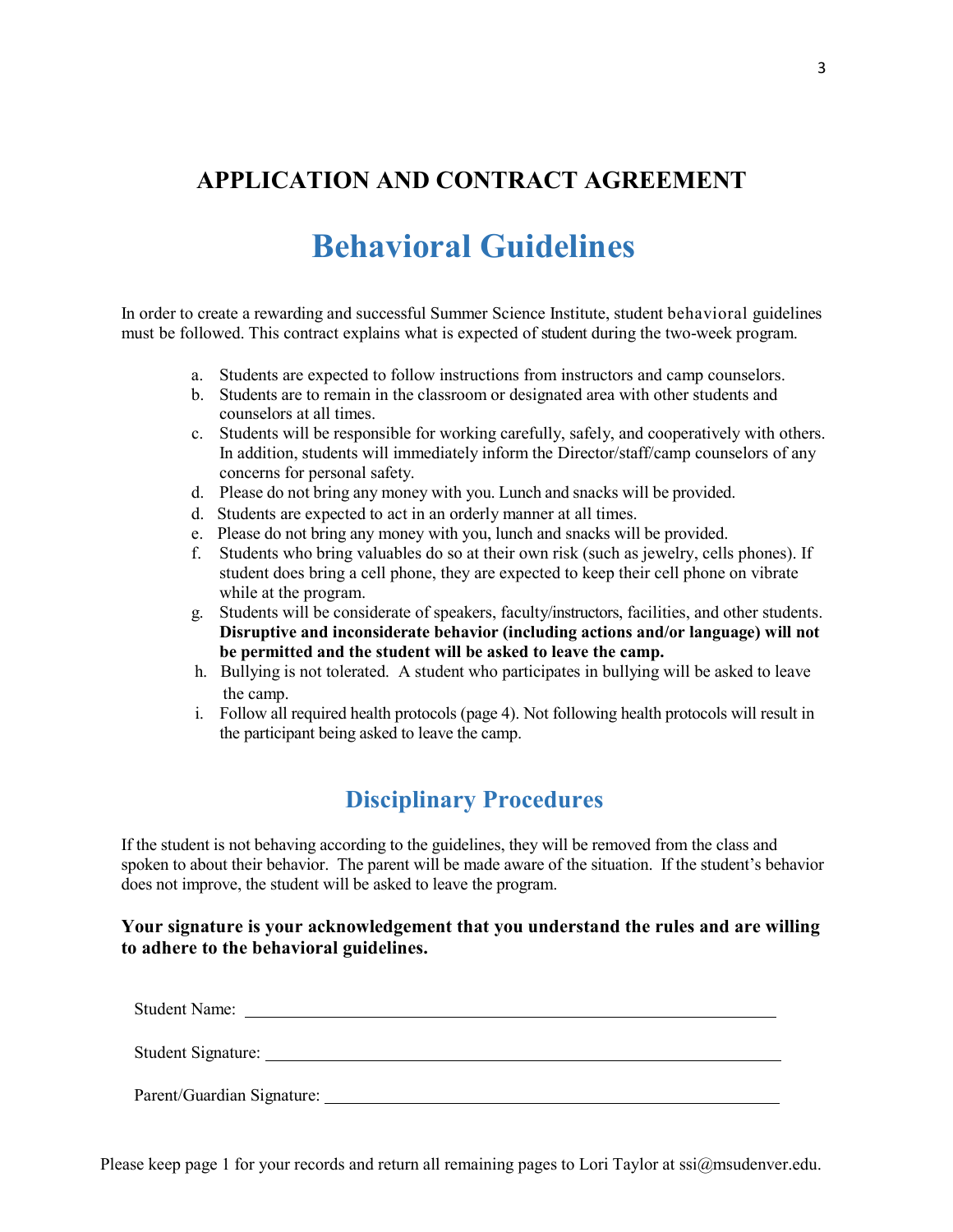## APPLICATION AND CONTRACT AGREEMENT

# Behavioral Guidelines

In order to create a rewarding and successful Summer Science Institute, student behavioral guidelines must be followed. This contract explains what is expected of student during the two-week program.

a. Students are expected to follow instructions from instructors and camp counselors.
b. Students are to remain in the classroom or designated area with other students and counselors at all times.
c. Students will be responsible for working carefully, safely, and cooperatively with others. In addition, students will immediately inform the Director/staff/camp counselors of any concerns for personal safety.
d. Please do not bring any money with you. Lunch and snacks will be provided.
d. Students are expected to act in an orderly manner at all times.
e. Please do not bring any money with you, lunch and snacks will be provided.
f. Students who bring valuables do so at their own risk (such as jewelry, cells phones). If student does bring a cell phone, they are expected to keep their cell phone on vibrate while at the program.
g. Students will be considerate of speakers, faculty/instructors, facilities, and other students. **Disruptive and inconsiderate behavior (including actions and/or language) will not be permitted and the student will be asked to leave the camp.**
h. Bullying is not tolerated. A student who participates in bullying will be asked to leave the camp.
i. Follow all required health protocols (page 4). Not following health protocols will result in the participant being asked to leave the camp.

## Disciplinary Procedures

If the student is not behaving according to the guidelines, they will be removed from the class and spoken to about their behavior. The parent will be made aware of the situation. If the student's behavior does not improve, the student will be asked to leave the program.

**Your signature is your acknowledgement that you understand the rules and are willing to adhere to the behavioral guidelines.**

Student Name: ______________________________

Student Signature: ______________________________

Parent/Guardian Signature: ______________________________

Please keep page 1 for your records and return all remaining pages to Lori Taylor at ssi@msudenver.edu.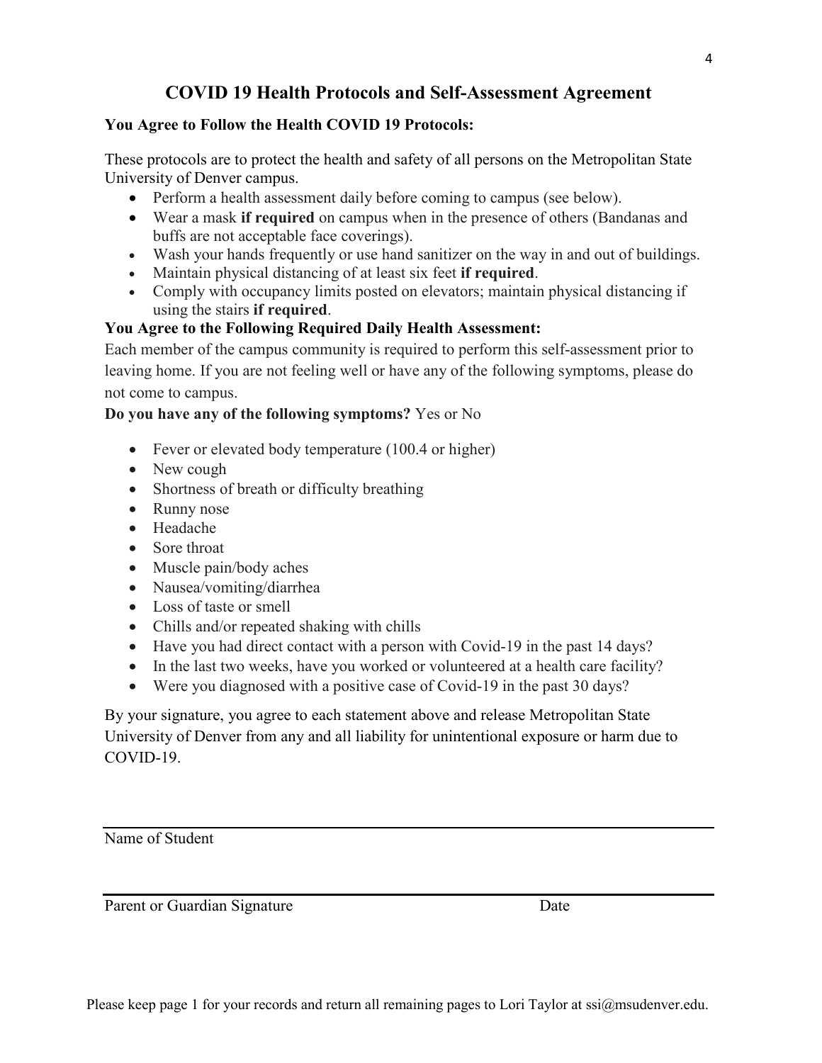# COVID 19 Health Protocols and Self-Assessment Agreement

**You Agree to Follow the Health COVID 19 Protocols:**

These protocols are to protect the health and safety of all persons on the Metropolitan State University of Denver campus.

- Perform a health assessment daily before coming to campus (see below).
- Wear a mask **if required** on campus when in the presence of others (Bandanas and buffs are not acceptable face coverings).
- Wash your hands frequently or use hand sanitizer on the way in and out of buildings.
- Maintain physical distancing of at least six feet **if required**.
- Comply with occupancy limits posted on elevators; maintain physical distancing if using the stairs **if required**.

**You Agree to the Following Required Daily Health Assessment:**

Each member of the campus community is required to perform this self-assessment prior to leaving home. If you are not feeling well or have any of the following symptoms, please do not come to campus.

**Do you have any of the following symptoms?** Yes or No

- Fever or elevated body temperature (100.4 or higher)
- New cough
- Shortness of breath or difficulty breathing
- Runny nose
- Headache
- Sore throat
- Muscle pain/body aches
- Nausea/vomiting/diarrhea
- Loss of taste or smell
- Chills and/or repeated shaking with chills
- Have you had direct contact with a person with Covid-19 in the past 14 days?
- In the last two weeks, have you worked or volunteered at a health care facility?
- Were you diagnosed with a positive case of Covid-19 in the past 30 days?

By your signature, you agree to each statement above and release Metropolitan State University of Denver from any and all liability for unintentional exposure or harm due to COVID-19.

\_\_\_\_\_\_\_\_\_\_\_\_\_\_\_\_\_\_\_\_\_\_\_\_\_\_\_\_\_\_\_\_\_\_\_\_\_\_\_\_\_\_\_\_\_\_\_\_

Name of Student

\_\_\_\_\_\_\_\_\_\_\_\_\_\_\_\_\_\_\_\_\_\_\_\_\_\_\_\_\_\_\_\_\_\_\_\_\_\_\_\_\_\_\_\_\_\_\_\_

Parent or Guardian Signature Date

Please keep page 1 for your records and return all remaining pages to Lori Taylor at ssi@msudenver.edu.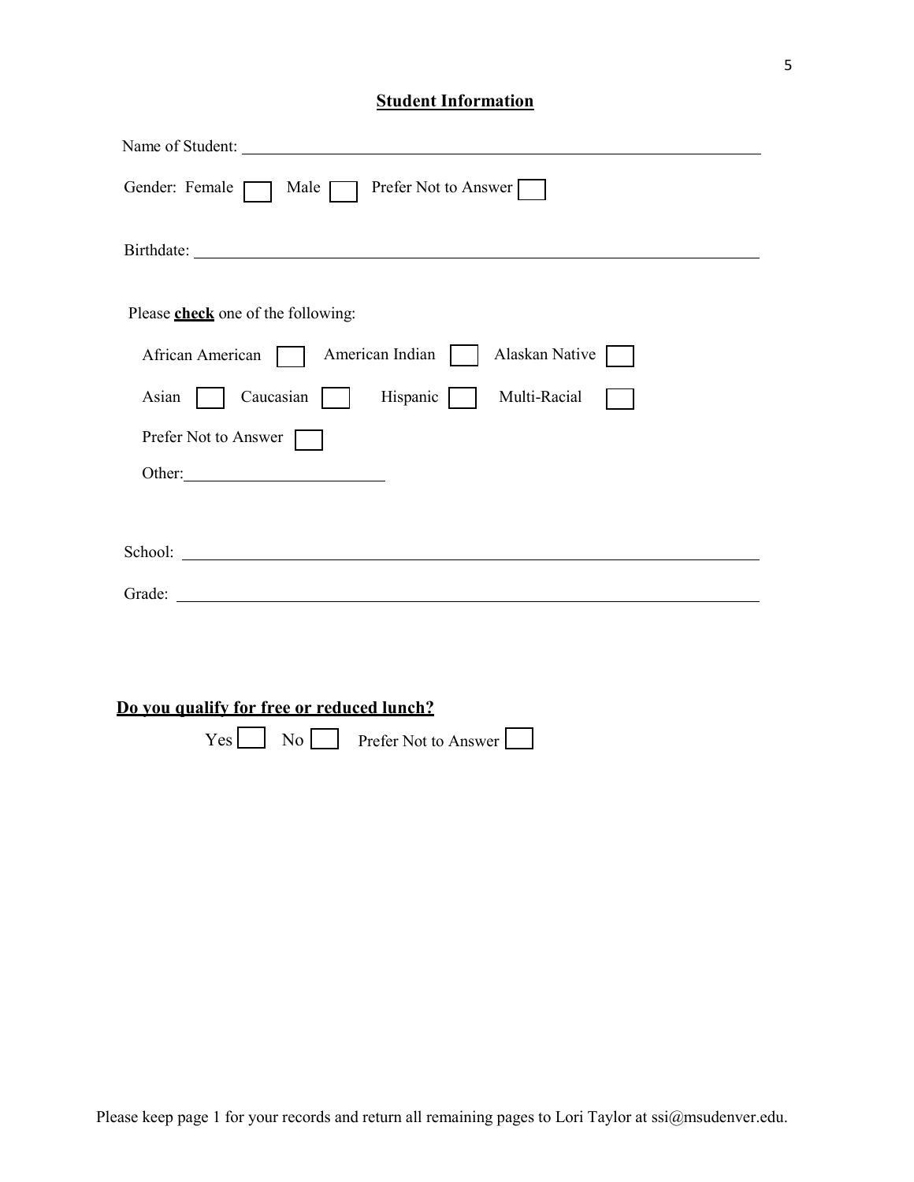## Student Information

Name of Student: ______________________________________________

Gender: Female ☐ Male ☐ Prefer Not to Answer ☐

Birthdate: ______________________________________________

Please **check** one of the following:

African American ☐ American Indian ☐ Alaskan Native ☐

Asian ☐ Caucasian ☐ Hispanic ☐ Multi-Racial ☐

Prefer Not to Answer ☐

Other: ____________________

School: ______________________________________________

Grade: ______________________________________________

**Do you qualify for free or reduced lunch?**

Yes ☐ No ☐ Prefer Not to Answer ☐

Please keep page 1 for your records and return all remaining pages to Lori Taylor at ssi@msudenver.edu.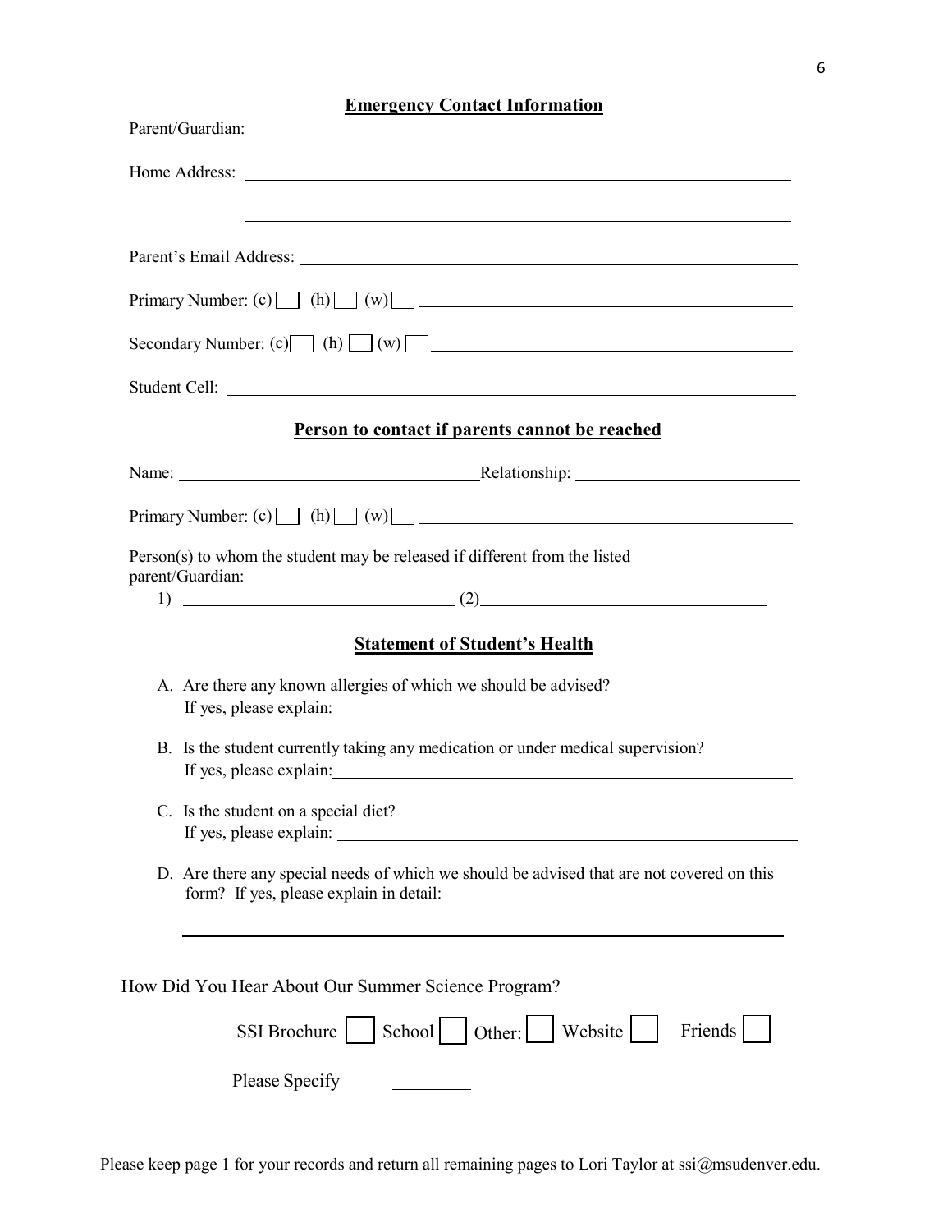## Emergency Contact Information

Parent/Guardian: ____________________________________________

Home Address: ____________________________________________

____________________________________________

Parent's Email Address: ____________________________________________

Primary Number: (c) ☐ (h) ☐ (w) ☐ ____________________________________________

Secondary Number: (c) ☐ (h) ☐ (w) ☐ ____________________________________________

Student Cell: ____________________________________________

## Person to contact if parents cannot be reached

Name: ______________________ Relationship: ______________________

Primary Number: (c) ☐ (h) ☐ (w) ☐ ____________________________________________

Person(s) to whom the student may be released if different from the listed parent/Guardian:

1) ______________________ (2) ______________________

## Statement of Student's Health

A. Are there any known allergies of which we should be advised?
   If yes, please explain: ____________________________________________

B. Is the student currently taking any medication or under medical supervision?
   If yes, please explain: ____________________________________________

C. Is the student on a special diet?
   If yes, please explain: ____________________________________________

D. Are there any special needs of which we should be advised that are not covered on this form? If yes, please explain in detail:

____________________________________________

How Did You Hear About Our Summer Science Program?

SSI Brochure ☐ School ☐ Other: ☐ Website ☐ Friends ☐

Please Specify ________

Please keep page 1 for your records and return all remaining pages to Lori Taylor at ssi@msudenver.edu.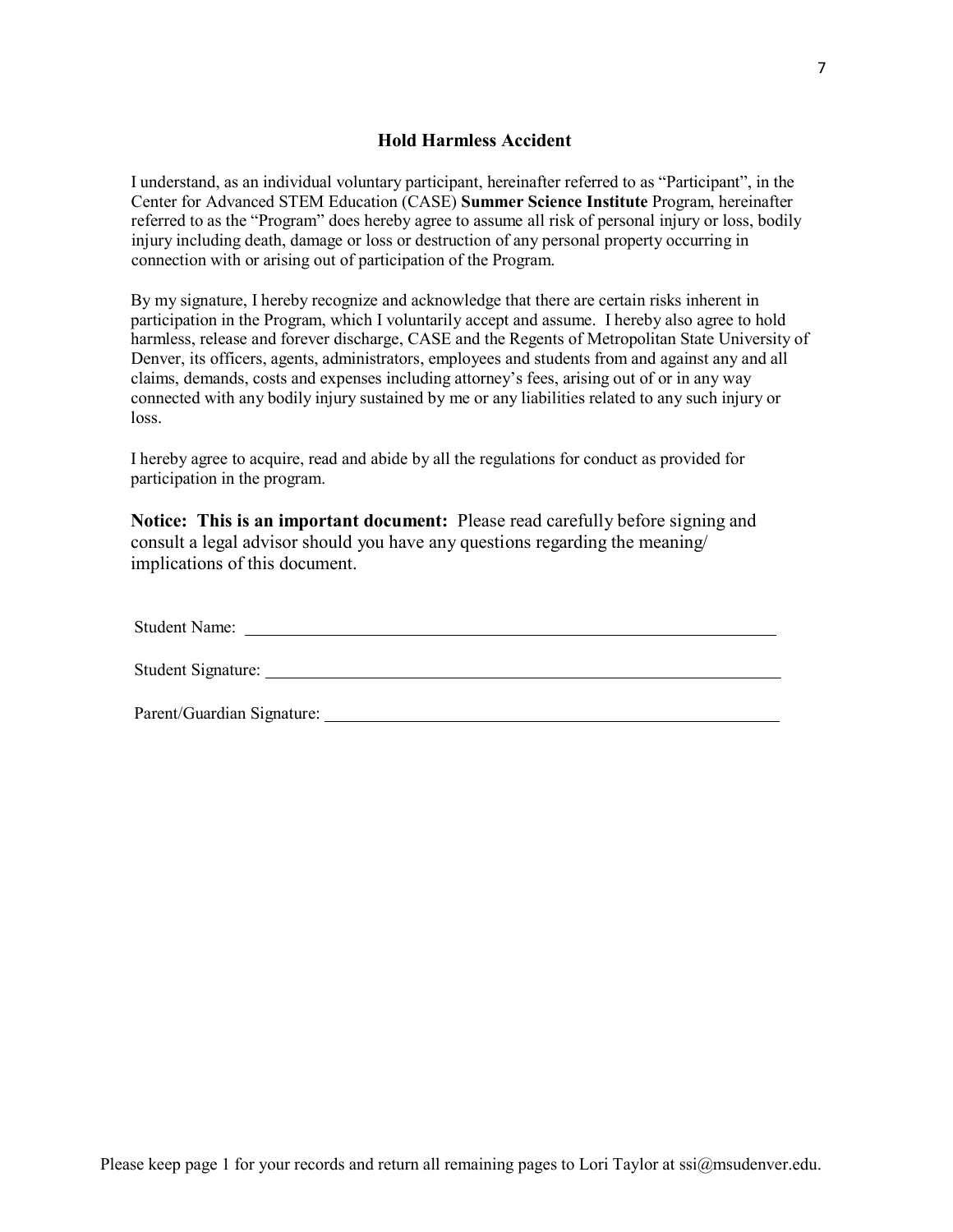## Hold Harmless Accident

I understand, as an individual voluntary participant, hereinafter referred to as "Participant", in the Center for Advanced STEM Education (CASE) **Summer Science Institute** Program, hereinafter referred to as the "Program" does hereby agree to assume all risk of personal injury or loss, bodily injury including death, damage or loss or destruction of any personal property occurring in connection with or arising out of participation of the Program.

By my signature, I hereby recognize and acknowledge that there are certain risks inherent in participation in the Program, which I voluntarily accept and assume. I hereby also agree to hold harmless, release and forever discharge, CASE and the Regents of Metropolitan State University of Denver, its officers, agents, administrators, employees and students from and against any and all claims, demands, costs and expenses including attorney's fees, arising out of or in any way connected with any bodily injury sustained by me or any liabilities related to any such injury or loss.

I hereby agree to acquire, read and abide by all the regulations for conduct as provided for participation in the program.

**Notice: This is an important document:** Please read carefully before signing and consult a legal advisor should you have any questions regarding the meaning/ implications of this document.

Student Name: ______________________________________________

Student Signature: __________________________________________

Parent/Guardian Signature: ____________________________________

Please keep page 1 for your records and return all remaining pages to Lori Taylor at ssi@msudenver.edu.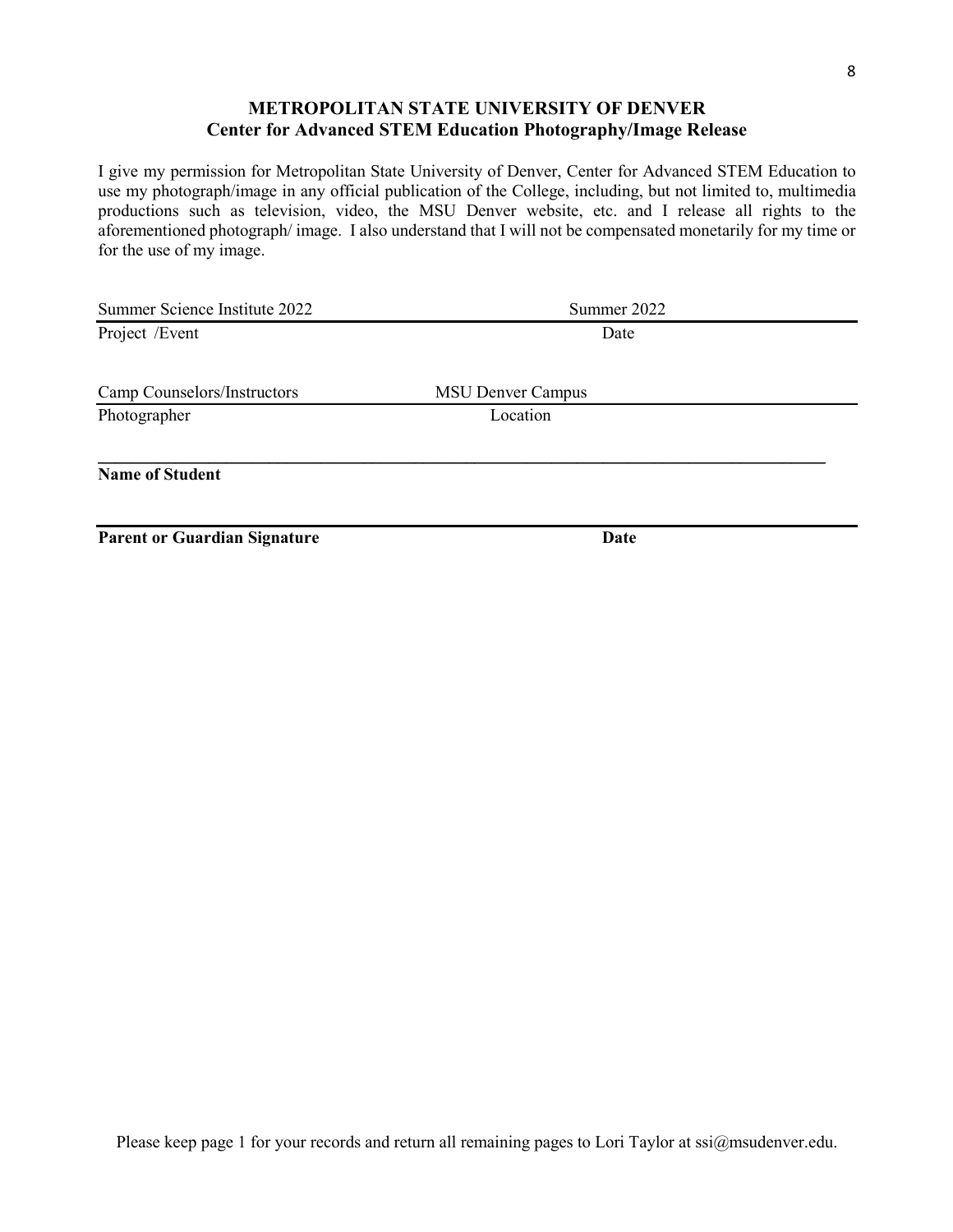**METROPOLITAN STATE UNIVERSITY OF DENVER**
**Center for Advanced STEM Education Photography/Image Release**

I give my permission for Metropolitan State University of Denver, Center for Advanced STEM Education to use my photograph/image in any official publication of the College, including, but not limited to, multimedia productions such as television, video, the MSU Denver website, etc. and I release all rights to the aforementioned photograph/ image. I also understand that I will not be compensated monetarily for my time or for the use of my image.

Summer Science Institute 2022 — Summer 2022
Project /Event — Date

Camp Counselors/Instructors — MSU Denver Campus
Photographer — Location

\_\_\_\_\_\_\_\_\_\_\_\_\_\_\_\_\_\_\_\_\_\_\_\_\_\_\_\_\_\_\_\_\_\_\_\_\_\_\_\_
**Name of Student**

\_\_\_\_\_\_\_\_\_\_\_\_\_\_\_\_\_\_\_\_\_\_\_\_\_\_\_\_\_\_\_\_\_\_\_\_\_\_\_\_
**Parent or Guardian Signature** — **Date**

Please keep page 1 for your records and return all remaining pages to Lori Taylor at ssi@msudenver.edu.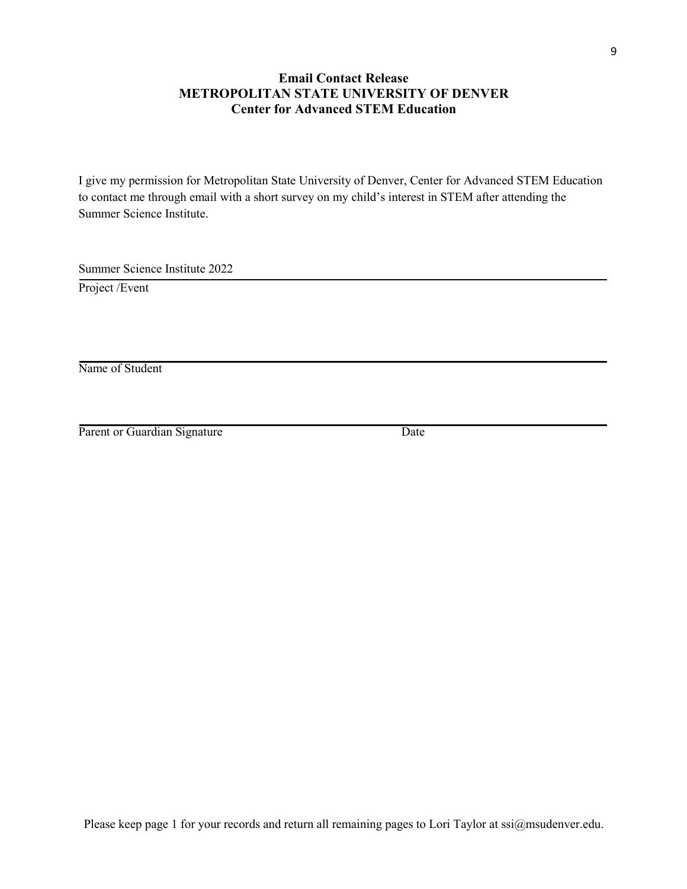## Email Contact Release
## METROPOLITAN STATE UNIVERSITY OF DENVER
## Center for Advanced STEM Education

I give my permission for Metropolitan State University of Denver, Center for Advanced STEM Education to contact me through email with a short survey on my child's interest in STEM after attending the Summer Science Institute.

Summer Science Institute 2022

Project /Event

______________________________________________

Name of Student

______________________________________________

Parent or Guardian Signature Date

Please keep page 1 for your records and return all remaining pages to Lori Taylor at ssi@msudenver.edu.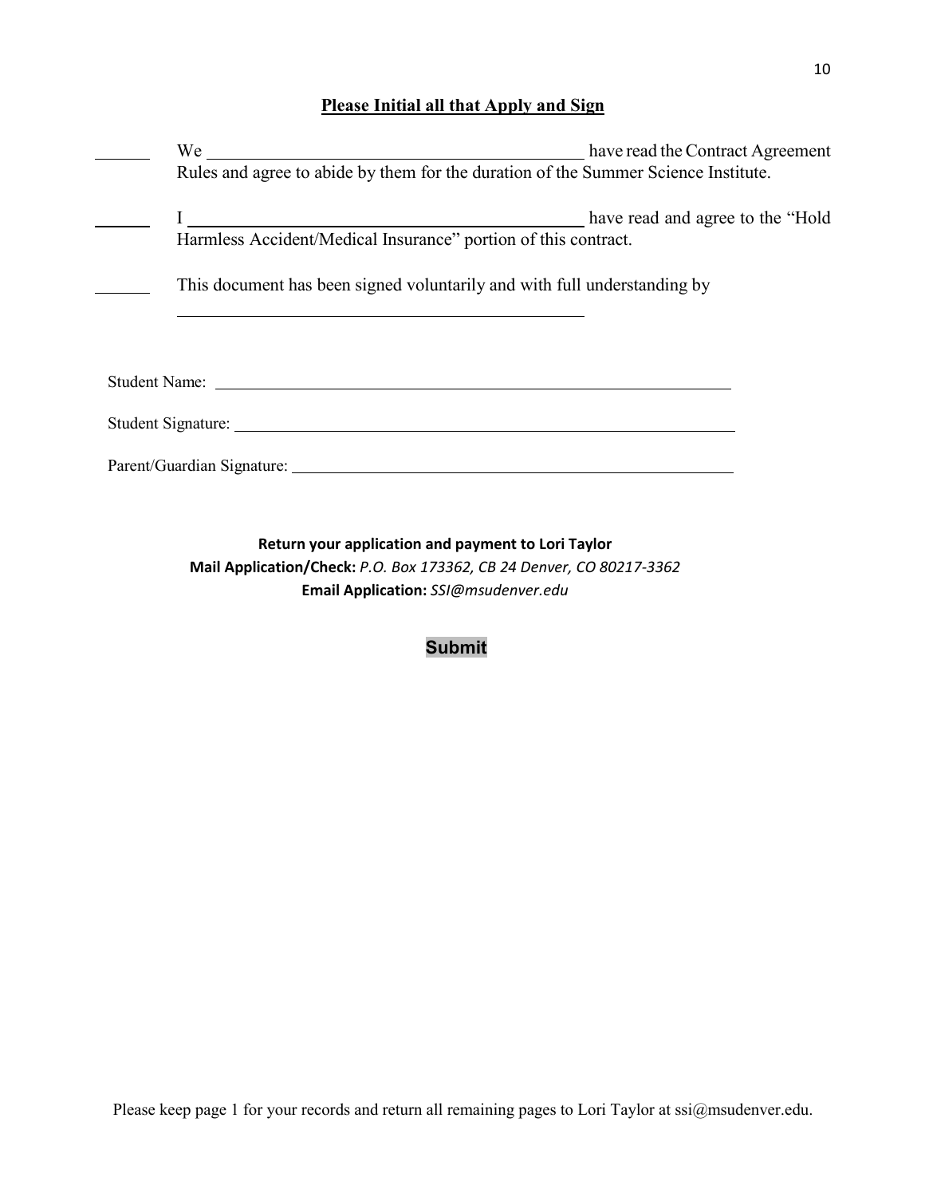**Please Initial all that Apply and Sign**

\_\_\_\_\_\_ We \_\_\_\_\_\_\_\_\_\_\_\_\_\_\_\_\_\_\_\_\_\_\_\_\_\_\_\_\_\_\_\_\_\_\_\_\_\_\_\_ have read the Contract Agreement Rules and agree to abide by them for the duration of the Summer Science Institute.

\_\_\_\_\_\_ I \_\_\_\_\_\_\_\_\_\_\_\_\_\_\_\_\_\_\_\_\_\_\_\_\_\_\_\_\_\_\_\_\_\_\_\_\_\_\_\_ have read and agree to the "Hold Harmless Accident/Medical Insurance" portion of this contract.

\_\_\_\_\_\_ This document has been signed voluntarily and with full understanding by

\_\_\_\_\_\_\_\_\_\_\_\_\_\_\_\_\_\_\_\_\_\_\_\_\_\_\_\_\_\_\_\_\_\_\_\_\_\_\_\_\_\_\_\_

Student Name: \_\_\_\_\_\_\_\_\_\_\_\_\_\_\_\_\_\_\_\_\_\_\_\_\_\_\_\_\_\_\_\_\_\_\_\_\_\_\_\_\_\_\_\_\_\_\_\_\_\_\_\_

Student Signature: \_\_\_\_\_\_\_\_\_\_\_\_\_\_\_\_\_\_\_\_\_\_\_\_\_\_\_\_\_\_\_\_\_\_\_\_\_\_\_\_\_\_\_\_\_\_\_\_\_\_

Parent/Guardian Signature: \_\_\_\_\_\_\_\_\_\_\_\_\_\_\_\_\_\_\_\_\_\_\_\_\_\_\_\_\_\_\_\_\_\_\_\_\_\_\_\_\_\_\_\_\_\_

**Return your application and payment to Lori Taylor**
**Mail Application/Check:** *P.O. Box 173362, CB 24 Denver, CO 80217-3362*
**Email Application:** *SSI@msudenver.edu*

**Submit**

Please keep page 1 for your records and return all remaining pages to Lori Taylor at ssi@msudenver.edu.